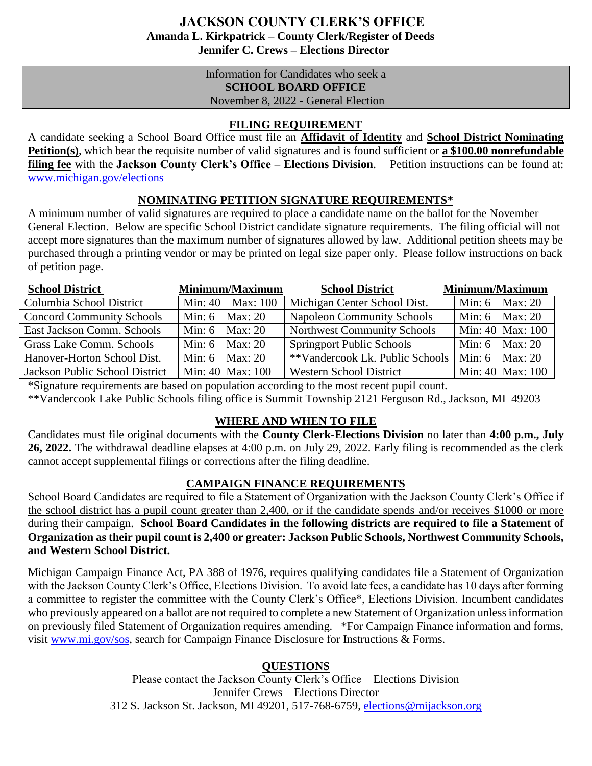# JACKSON COUNTY CLERK'S OFFICE

**Amanda L. Kirkpatrick – County Clerk/Register of Deeds**
**Jennifer C. Crews – Elections Director**

Information for Candidates who seek a
**SCHOOL BOARD OFFICE**
November 8, 2022 - General Election

## FILING REQUIREMENT

A candidate seeking a School Board Office must file an **Affidavit of Identity** and **School District Nominating Petition(s)**, which bear the requisite number of valid signatures and is found sufficient or **a $100.00 nonrefundable filing fee** with the **Jackson County Clerk's Office – Elections Division**. Petition instructions can be found at: www.michigan.gov/elections

## NOMINATING PETITION SIGNATURE REQUIREMENTS*

A minimum number of valid signatures are required to place a candidate name on the ballot for the November General Election. Below are specific School District candidate signature requirements. The filing official will not accept more signatures than the maximum number of signatures allowed by law. Additional petition sheets may be purchased through a printing vendor or may be printed on legal size paper only. Please follow instructions on back of petition page.

| School District | Minimum/Maximum | School District | Minimum/Maximum |
|---|---|---|---|
| Columbia School District | Min: 40 Max: 100 | Michigan Center School Dist. | Min: 6 Max: 20 |
| Concord Community Schools | Min: 6 Max: 20 | Napoleon Community Schools | Min: 6 Max: 20 |
| East Jackson Comm. Schools | Min: 6 Max: 20 | Northwest Community Schools | Min: 40 Max: 100 |
| Grass Lake Comm. Schools | Min: 6 Max: 20 | Springport Public Schools | Min: 6 Max: 20 |
| Hanover-Horton School Dist. | Min: 6 Max: 20 | **Vandercook Lk. Public Schools | Min: 6 Max: 20 |
| Jackson Public School District | Min: 40 Max: 100 | Western School District | Min: 40 Max: 100 |

*Signature requirements are based on population according to the most recent pupil count.

**Vandercook Lake Public Schools filing office is Summit Township 2121 Ferguson Rd., Jackson, MI 49203

## WHERE AND WHEN TO FILE

Candidates must file original documents with the **County Clerk-Elections Division** no later than **4:00 p.m., July 26, 2022.** The withdrawal deadline elapses at 4:00 p.m. on July 29, 2022. Early filing is recommended as the clerk cannot accept supplemental filings or corrections after the filing deadline.

## CAMPAIGN FINANCE REQUIREMENTS

School Board Candidates are required to file a Statement of Organization with the Jackson County Clerk's Office if the school district has a pupil count greater than 2,400, or if the candidate spends and/or receives $1000 or more during their campaign. **School Board Candidates in the following districts are required to file a Statement of Organization as their pupil count is 2,400 or greater: Jackson Public Schools, Northwest Community Schools, and Western School District.**

Michigan Campaign Finance Act, PA 388 of 1976, requires qualifying candidates file a Statement of Organization with the Jackson County Clerk's Office, Elections Division. To avoid late fees, a candidate has 10 days after forming a committee to register the committee with the County Clerk's Office*, Elections Division. Incumbent candidates who previously appeared on a ballot are not required to complete a new Statement of Organization unless information on previously filed Statement of Organization requires amending. *For Campaign Finance information and forms, visit www.mi.gov/sos, search for Campaign Finance Disclosure for Instructions & Forms.

## QUESTIONS

Please contact the Jackson County Clerk's Office – Elections Division
Jennifer Crews – Elections Director
312 S. Jackson St. Jackson, MI 49201, 517-768-6759, elections@mijackson.org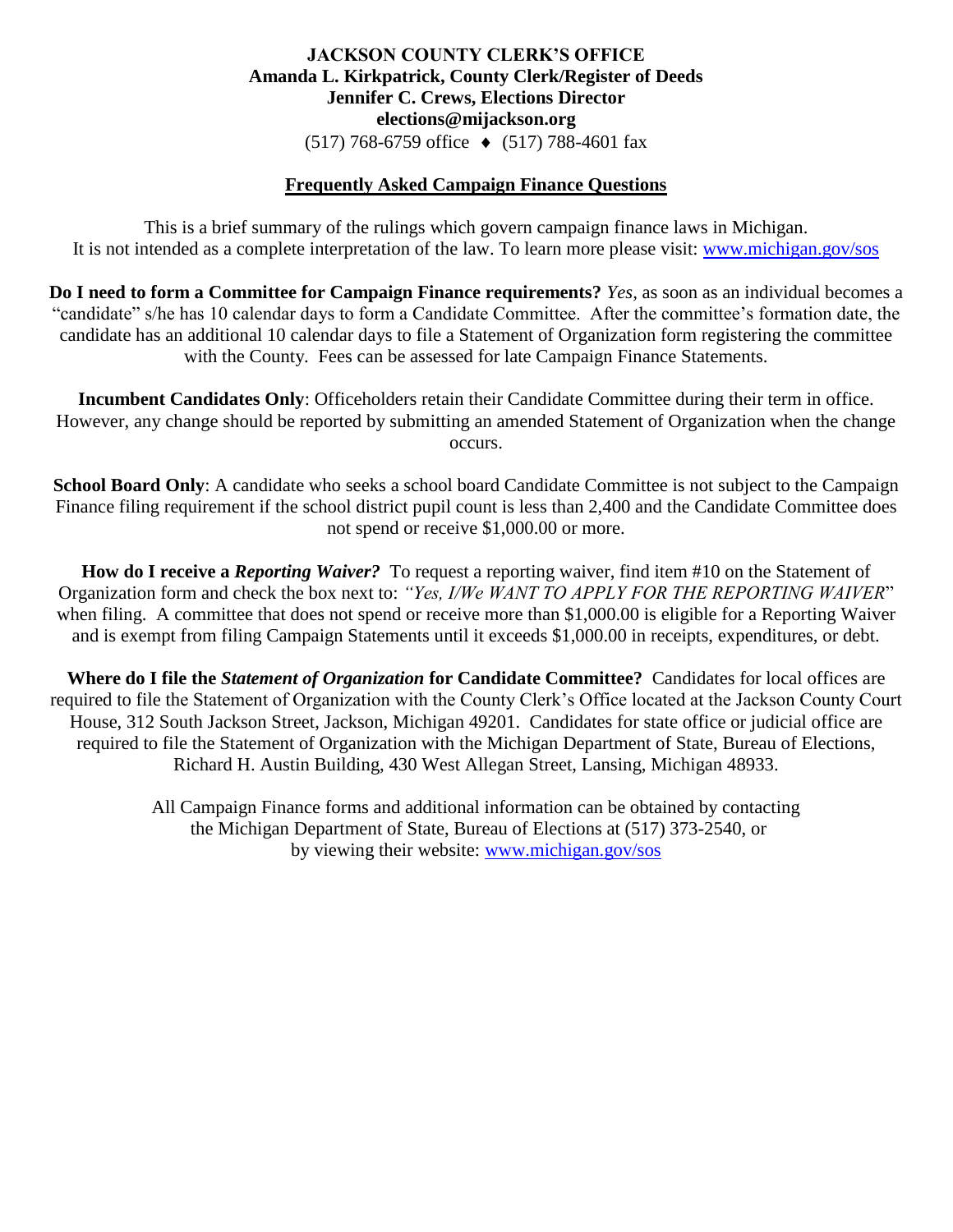**JACKSON COUNTY CLERK'S OFFICE**
**Amanda L. Kirkpatrick, County Clerk/Register of Deeds**
**Jennifer C. Crews, Elections Director**
**elections@mijackson.org**
(517) 768-6759 office ♦ (517) 788-4601 fax

## Frequently Asked Campaign Finance Questions

This is a brief summary of the rulings which govern campaign finance laws in Michigan. It is not intended as a complete interpretation of the law. To learn more please visit: www.michigan.gov/sos

**Do I need to form a Committee for Campaign Finance requirements?** *Yes*, as soon as an individual becomes a "candidate" s/he has 10 calendar days to form a Candidate Committee. After the committee's formation date, the candidate has an additional 10 calendar days to file a Statement of Organization form registering the committee with the County. Fees can be assessed for late Campaign Finance Statements.

**Incumbent Candidates Only**: Officeholders retain their Candidate Committee during their term in office. However, any change should be reported by submitting an amended Statement of Organization when the change occurs.

**School Board Only**: A candidate who seeks a school board Candidate Committee is not subject to the Campaign Finance filing requirement if the school district pupil count is less than 2,400 and the Candidate Committee does not spend or receive $1,000.00 or more.

**How do I receive a *Reporting Waiver?*** To request a reporting waiver, find item #10 on the Statement of Organization form and check the box next to: *"Yes, I/We WANT TO APPLY FOR THE REPORTING WAIVER*" when filing. A committee that does not spend or receive more than $1,000.00 is eligible for a Reporting Waiver and is exempt from filing Campaign Statements until it exceeds $1,000.00 in receipts, expenditures, or debt.

**Where do I file the *Statement of Organization* for Candidate Committee?** Candidates for local offices are required to file the Statement of Organization with the County Clerk's Office located at the Jackson County Court House, 312 South Jackson Street, Jackson, Michigan 49201. Candidates for state office or judicial office are required to file the Statement of Organization with the Michigan Department of State, Bureau of Elections, Richard H. Austin Building, 430 West Allegan Street, Lansing, Michigan 48933.

All Campaign Finance forms and additional information can be obtained by contacting the Michigan Department of State, Bureau of Elections at (517) 373-2540, or by viewing their website: www.michigan.gov/sos